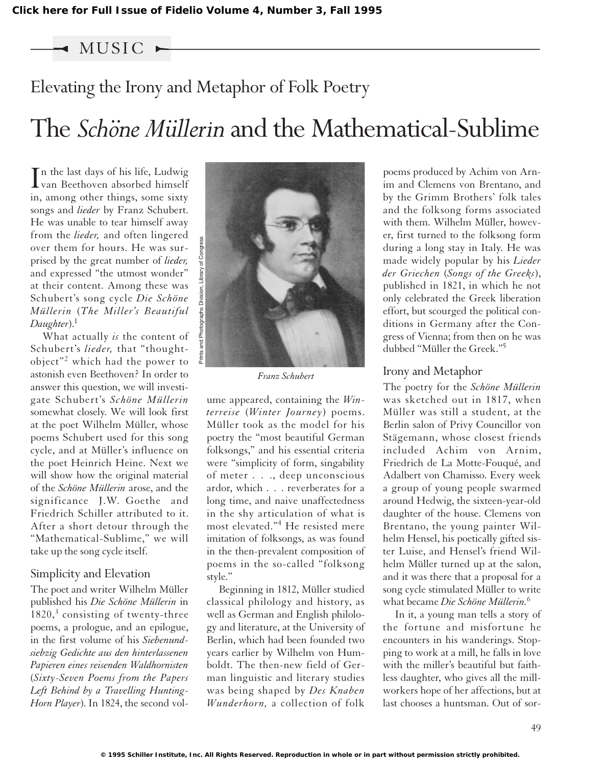MUSIC

# Elevating the Irony and Metaphor of Folk Poetry

# The *Schöne Müllerin* and the Mathematical-Sublime

In the last days of his life, Ludwig van Beethoven absorbed himself in, among other things, some sixty songs and *lieder* by Franz Schubert. He was unable to tear himself away from the *lieder,* and often lingered over them for hours. He was surprised by the great number of *lieder,* and expressed "the utmost wonder" at their content. Among these was Schubert's song cycle *Die Schöne Müllerin* (*The Miller's Beautiful Daughter*).[1]

What actually *is* the content of Schubert's *lieder,* that "thought-object"[2] which had the power to astonish even Beethoven? In order to answer this question, we will investigate Schubert's *Schöne Müllerin* somewhat closely. We will look first at the poet Wilhelm Müller, whose poems Schubert used for this song cycle, and at Müller's influence on the poet Heinrich Heine. Next we will show how the original material of the *Schöne Müllerin* arose, and the significance J.W. Goethe and Friedrich Schiller attributed to it. After a short detour through the "Mathematical-Sublime," we will take up the song cycle itself.

Franz Schubert

## Simplicity and Elevation

The poet and writer Wilhelm Müller published his *Die Schöne Müllerin* in 1820,[3] consisting of twenty-three poems, a prologue, and an epilogue, in the first volume of his *Siebenundsiebzig Gedichte aus den hinterlassenen Papieren eines reisenden Waldhornisten* (*Sixty-Seven Poems from the Papers Left Behind by a Travelling Hunting-Horn Player*). In 1824, the second volume appeared, containing the *Winterreise* (*Winter Journey*) poems. Müller took as the model for his poetry the "most beautiful German folksongs," and his essential criteria were "simplicity of form, singability of meter . . ., deep unconscious ardor, which . . . reverberates for a long time, and naive unaffectedness in the shy articulation of what is most elevated."[4] He resisted mere imitation of folksongs, as was found in the then-prevalent composition of poems in the so-called "folksong style."

Beginning in 1812, Müller studied classical philology and history, as well as German and English philology and literature, at the University of Berlin, which had been founded two years earlier by Wilhelm von Humboldt. The then-new field of German linguistic and literary studies was being shaped by *Des Knaben Wunderhorn,* a collection of folk poems produced by Achim von Arnim and Clemens von Brentano, and by the Grimm Brothers' folk tales and the folksong forms associated with them. Wilhelm Müller, however, first turned to the folksong form during a long stay in Italy. He was made widely popular by his *Lieder der Griechen* (*Songs of the Greeks*), published in 1821, in which he not only celebrated the Greek liberation effort, but scourged the political conditions in Germany after the Congress of Vienna; from then on he was dubbed "Müller the Greek."[5]

## Irony and Metaphor

The poetry for the *Schöne Müllerin* was sketched out in 1817, when Müller was still a student, at the Berlin salon of Privy Councillor von Stägemann, whose closest friends included Achim von Arnim, Friedrich de La Motte-Fouqué, and Adalbert von Chamisso. Every week a group of young people swarmed around Hedwig, the sixteen-year-old daughter of the house. Clemens von Brentano, the young painter Wilhelm Hensel, his poetically gifted sister Luise, and Hensel's friend Wilhelm Müller turned up at the salon, and it was there that a proposal for a song cycle stimulated Müller to write what became *Die Schöne Müllerin.*[6]

In it, a young man tells a story of the fortune and misfortune he encounters in his wanderings. Stopping to work at a mill, he falls in love with the miller's beautiful but faithless daughter, who gives all the mill-workers hope of her affections, but at last chooses a huntsman. Out of sor-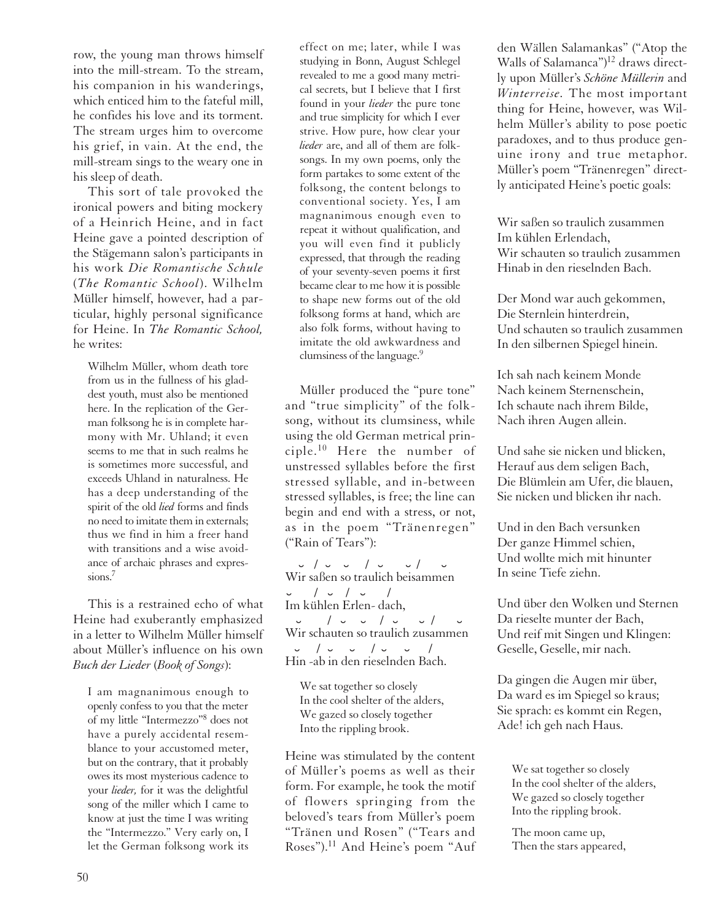row, the young man throws himself into the mill-stream. To the stream, his companion in his wanderings, which enticed him to the fateful mill, he confides his love and its torment. The stream urges him to overcome his grief, in vain. At the end, the mill-stream sings to the weary one in his sleep of death.

This sort of tale provoked the ironical powers and biting mockery of a Heinrich Heine, and in fact Heine gave a pointed description of the Stägemann salon's participants in his work *Die Romantische Schule* (*The Romantic School*). Wilhelm Müller himself, however, had a particular, highly personal significance for Heine. In *The Romantic School,* he writes:

> Wilhelm Müller, whom death tore from us in the fullness of his gladdest youth, must also be mentioned here. In the replication of the German folksong he is in complete harmony with Mr. Uhland; it even seems to me that in such realms he is sometimes more successful, and exceeds Uhland in naturalness. He has a deep understanding of the spirit of the old *lied* forms and finds no need to imitate them in externals; thus we find in him a freer hand with transitions and a wise avoidance of archaic phrases and expressions.[7]

This is a restrained echo of what Heine had exuberantly emphasized in a letter to Wilhelm Müller himself about Müller's influence on his own *Buch der Lieder* (*Book of Songs*):

> I am magnanimous enough to openly confess to you that the meter of my little "Intermezzo"[8] does not have a purely accidental resemblance to your accustomed meter, but on the contrary, that it probably owes its most mysterious cadence to your *lieder,* for it was the delightful song of the miller which I came to know at just the time I was writing the "Intermezzo." Very early on, I let the German folksong work its effect on me; later, while I was studying in Bonn, August Schlegel revealed to me a good many metrical secrets, but I believe that I first found in your *lieder* the pure tone and true simplicity for which I ever strive. How pure, how clear your *lieder* are, and all of them are folksongs. In my own poems, only the form partakes to some extent of the folksong, the content belongs to conventional society. Yes, I am magnanimous enough even to repeat it without qualification, and you will even find it publicly expressed, that through the reading of your seventy-seven poems it first became clear to me how it is possible to shape new forms out of the old folksong forms at hand, which are also folk forms, without having to imitate the old awkwardness and clumsiness of the language.[9]

Müller produced the "pure tone" and "true simplicity" of the folksong, without its clumsiness, while using the old German metrical principle.[10] Here the number of unstressed syllables before the first stressed syllable, and in-between stressed syllables, is free; the line can begin and end with a stress, or not, as in the poem "Tränenregen" ("Rain of Tears"):

```
  ˘  /  ˘   ˘    /  ˘     ˘ /     ˘
Wir saßen so traulich beisammen
˘     /  ˘  /  ˘     /
Im kühlen Erlen- dach,
  ˘      /   ˘    ˘    /  ˘      ˘  /     ˘
Wir schauten so traulich zusammen
  ˘     /  ˘     ˘    /  ˘     ˘      /
Hin -ab in den rieselnden Bach.
```

> We sat together so closely
> In the cool shelter of the alders,
> We gazed so closely together
> Into the rippling brook.

Heine was stimulated by the content of Müller's poems as well as their form. For example, he took the motif of flowers springing from the beloved's tears from Müller's poem "Tränen und Rosen" ("Tears and Roses").[11] And Heine's poem "Auf den Wällen Salamankas" ("Atop the Walls of Salamanca")[12] draws directly upon Müller's *Schöne Müllerin* and *Winterreise.* The most important thing for Heine, however, was Wilhelm Müller's ability to pose poetic paradoxes, and to thus produce genuine irony and true metaphor. Müller's poem "Tränenregen" directly anticipated Heine's poetic goals:

Wir saßen so traulich zusammen
Im kühlen Erlendach,
Wir schauten so traulich zusammen
Hinab in den rieselnden Bach.

Der Mond war auch gekommen,
Die Sternlein hinterdrein,
Und schauten so traulich zusammen
In den silbernen Spiegel hinein.

Ich sah nach keinem Monde
Nach keinem Sternenschein,
Ich schaute nach ihrem Bilde,
Nach ihren Augen allein.

Und sahe sie nicken und blicken,
Herauf aus dem seligen Bach,
Die Blümlein am Ufer, die blauen,
Sie nicken und blicken ihr nach.

Und in den Bach versunken
Der ganze Himmel schien,
Und wollte mich mit hinunter
In seine Tiefe ziehn.

Und über den Wolken und Sternen
Da rieselte munter der Bach,
Und reif mit Singen und Klingen:
Geselle, Geselle, mir nach.

Da gingen die Augen mir über,
Da ward es im Spiegel so kraus;
Sie sprach: es kommt ein Regen,
Ade! ich geh nach Haus.

> We sat together so closely
> In the cool shelter of the alders,
> We gazed so closely together
> Into the rippling brook.
>
> The moon came up,
> Then the stars appeared,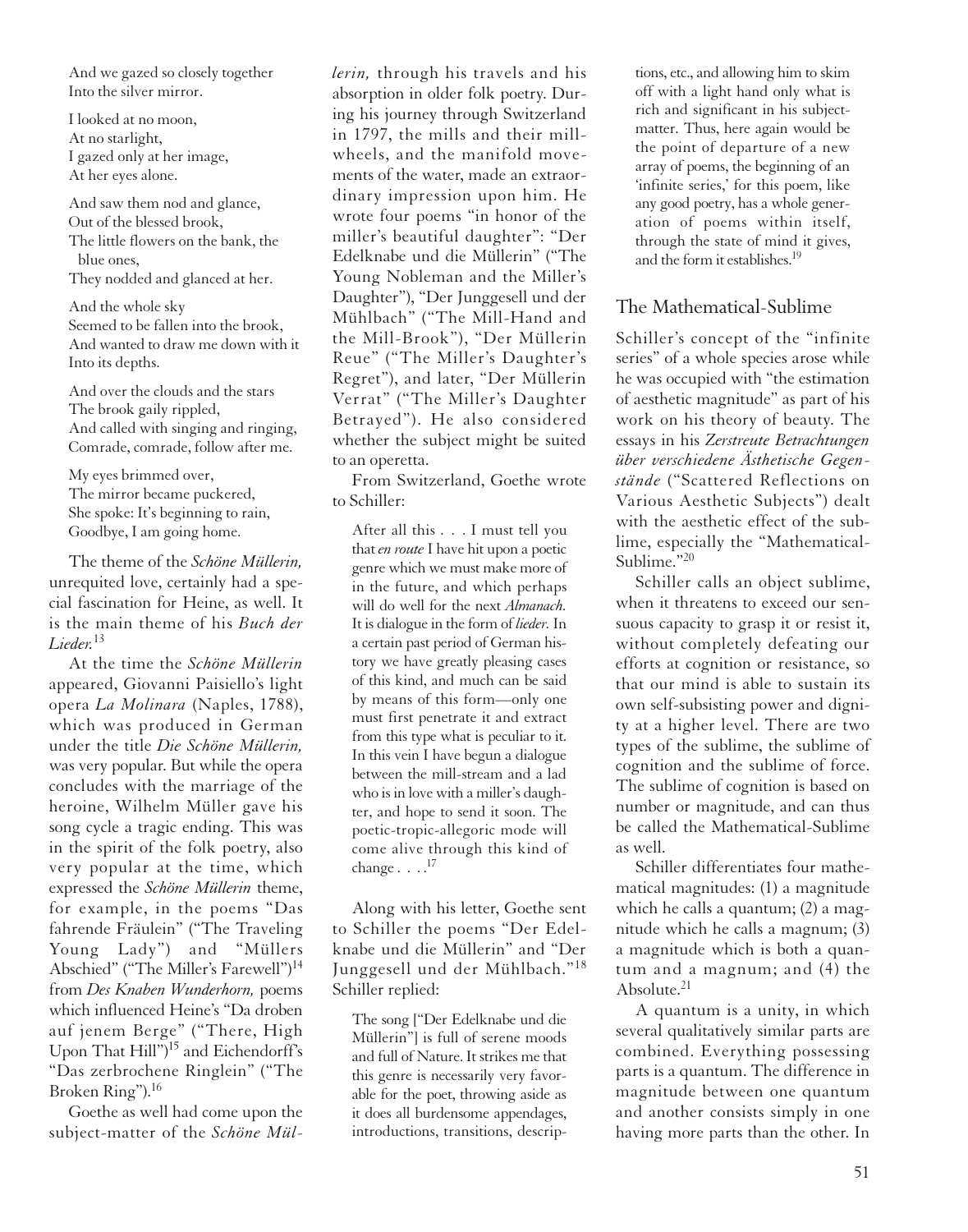And we gazed so closely together
Into the silver mirror.

I looked at no moon,
At no starlight,
I gazed only at her image,
At her eyes alone.

And saw them nod and glance,
Out of the blessed brook,
The little flowers on the bank, the blue ones,
They nodded and glanced at her.

And the whole sky
Seemed to be fallen into the brook,
And wanted to draw me down with it
Into its depths.

And over the clouds and the stars
The brook gaily rippled,
And called with singing and ringing,
Comrade, comrade, follow after me.

My eyes brimmed over,
The mirror became puckered,
She spoke: It's beginning to rain,
Goodbye, I am going home.

The theme of the *Schöne Müllerin,* unrequited love, certainly had a special fascination for Heine, as well. It is the main theme of his *Buch der Lieder.*[13]

At the time the *Schöne Müllerin* appeared, Giovanni Paisiello's light opera *La Molinara* (Naples, 1788), which was produced in German under the title *Die Schöne Müllerin,* was very popular. But while the opera concludes with the marriage of the heroine, Wilhelm Müller gave his song cycle a tragic ending. This was in the spirit of the folk poetry, also very popular at the time, which expressed the *Schöne Müllerin* theme, for example, in the poems "Das fahrende Fräulein" ("The Traveling Young Lady") and "Müllers Abschied" ("The Miller's Farewell")[14] from *Des Knaben Wunderhorn,* poems which influenced Heine's "Da droben auf jenem Berge" ("There, High Upon That Hill")[15] and Eichendorff's "Das zerbrochene Ringlein" ("The Broken Ring").[16]

Goethe as well had come upon the subject-matter of the *Schöne Müllerin,* through his travels and his absorption in older folk poetry. During his journey through Switzerland in 1797, the mills and their millwheels, and the manifold movements of the water, made an extraordinary impression upon him. He wrote four poems "in honor of the miller's beautiful daughter": "Der Edelknabe und die Müllerin" ("The Young Nobleman and the Miller's Daughter"), "Der Junggesell und der Mühlbach" ("The Mill-Hand and the Mill-Brook"), "Der Müllerin Reue" ("The Miller's Daughter's Regret"), and later, "Der Müllerin Verrat" ("The Miller's Daughter Betrayed"). He also considered whether the subject might be suited to an operetta.

From Switzerland, Goethe wrote to Schiller:

> After all this . . . I must tell you that *en route* I have hit upon a poetic genre which we must make more of in the future, and which perhaps will do well for the next *Almanach.* It is dialogue in the form of *lieder.* In a certain past period of German history we have greatly pleasing cases of this kind, and much can be said by means of this form—only one must first penetrate it and extract from this type what is peculiar to it. In this vein I have begun a dialogue between the mill-stream and a lad who is in love with a miller's daughter, and hope to send it soon. The poetic-tropic-allegoric mode will come alive through this kind of change . . . .[17]

Along with his letter, Goethe sent to Schiller the poems "Der Edelknabe und die Müllerin" and "Der Junggesell und der Mühlbach."[18] Schiller replied:

> The song ["Der Edelknabe und die Müllerin"] is full of serene moods and full of Nature. It strikes me that this genre is necessarily very favorable for the poet, throwing aside as it does all burdensome appendages, introductions, transitions, descriptions, etc., and allowing him to skim off with a light hand only what is rich and significant in his subject-matter. Thus, here again would be the point of departure of a new array of poems, the beginning of an 'infinite series,' for this poem, like any good poetry, has a whole generation of poems within itself, through the state of mind it gives, and the form it establishes.[19]

## The Mathematical-Sublime

Schiller's concept of the "infinite series" of a whole species arose while he was occupied with "the estimation of aesthetic magnitude" as part of his work on his theory of beauty. The essays in his *Zerstreute Betrachtungen über verschiedene Ästhetische Gegenstände* ("Scattered Reflections on Various Aesthetic Subjects") dealt with the aesthetic effect of the sublime, especially the "Mathematical-Sublime."[20]

Schiller calls an object sublime, when it threatens to exceed our sensuous capacity to grasp it or resist it, without completely defeating our efforts at cognition or resistance, so that our mind is able to sustain its own self-subsisting power and dignity at a higher level. There are two types of the sublime, the sublime of cognition and the sublime of force. The sublime of cognition is based on number or magnitude, and can thus be called the Mathematical-Sublime as well.

Schiller differentiates four mathematical magnitudes: (1) a magnitude which he calls a quantum; (2) a magnitude which he calls a magnum; (3) a magnitude which is both a quantum and a magnum; and (4) the Absolute.[21]

A quantum is a unity, in which several qualitatively similar parts are combined. Everything possessing parts is a quantum. The difference in magnitude between one quantum and another consists simply in one having more parts than the other. In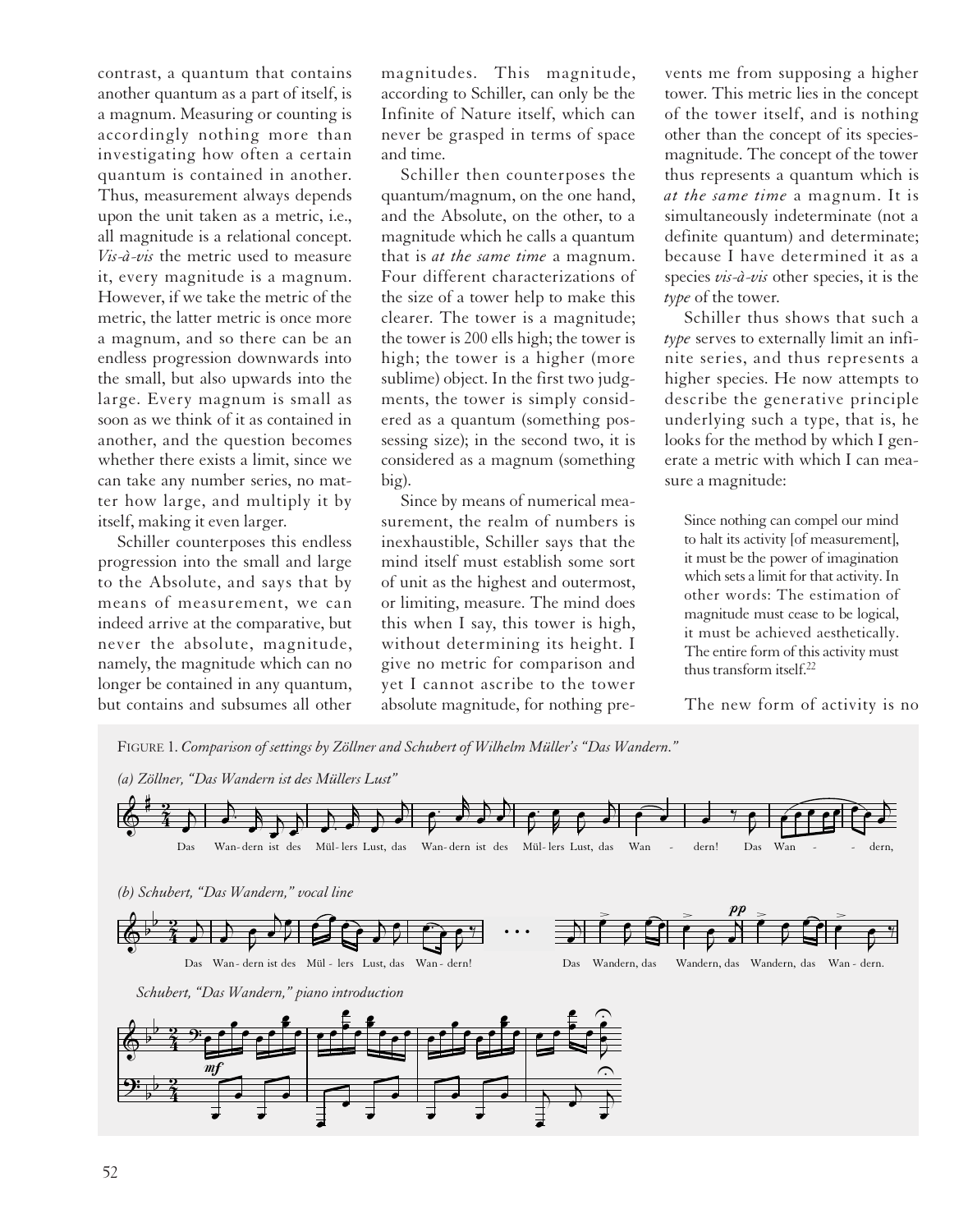contrast, a quantum that contains another quantum as a part of itself, is a magnum. Measuring or counting is accordingly nothing more than investigating how often a certain quantum is contained in another. Thus, measurement always depends upon the unit taken as a metric, i.e., all magnitude is a relational concept. *Vis-à-vis* the metric used to measure it, every magnitude is a magnum. However, if we take the metric of the metric, the latter metric is once more a magnum, and so there can be an endless progression downwards into the small, but also upwards into the large. Every magnum is small as soon as we think of it as contained in another, and the question becomes whether there exists a limit, since we can take any number series, no matter how large, and multiply it by itself, making it even larger.

Schiller counterposes this endless progression into the small and large to the Absolute, and says that by means of measurement, we can indeed arrive at the comparative, but never the absolute, magnitude, namely, the magnitude which can no longer be contained in any quantum, but contains and subsumes all other magnitudes. This magnitude, according to Schiller, can only be the Infinite of Nature itself, which can never be grasped in terms of space and time.

Schiller then counterposes the quantum/magnum, on the one hand, and the Absolute, on the other, to a magnitude which he calls a quantum that is *at the same time* a magnum. Four different characterizations of the size of a tower help to make this clearer. The tower is a magnitude; the tower is 200 ells high; the tower is high; the tower is a higher (more sublime) object. In the first two judgments, the tower is simply considered as a quantum (something possessing size); in the second two, it is considered as a magnum (something big).

Since by means of numerical measurement, the realm of numbers is inexhaustible, Schiller says that the mind itself must establish some sort of unit as the highest and outermost, or limiting, measure. The mind does this when I say, this tower is high, without determining its height. I give no metric for comparison and yet I cannot ascribe to the tower absolute magnitude, for nothing prevents me from supposing a higher tower. This metric lies in the concept of the tower itself, and is nothing other than the concept of its species-magnitude. The concept of the tower thus represents a quantum which is *at the same time* a magnum. It is simultaneously indeterminate (not a definite quantum) and determinate; because I have determined it as a species *vis-à-vis* other species, it is the *type* of the tower.

Schiller thus shows that such a *type* serves to externally limit an infinite series, and thus represents a higher species. He now attempts to describe the generative principle underlying such a type, that is, he looks for the method by which I generate a metric with which I can measure a magnitude:

> Since nothing can compel our mind to halt its activity [of measurement], it must be the power of imagination which sets a limit for that activity. In other words: The estimation of magnitude must cease to be logical, it must be achieved aesthetically. The entire form of this activity must thus transform itself.[22]

The new form of activity is no

FIGURE 1. *Comparison of settings by Zöllner and Schubert of Wilhelm Müller's "Das Wandern."*

*(a) Zöllner, "Das Wandern ist des Müllers Lust"*

*(b) Schubert, "Das Wandern," vocal line*

*Schubert, "Das Wandern," piano introduction*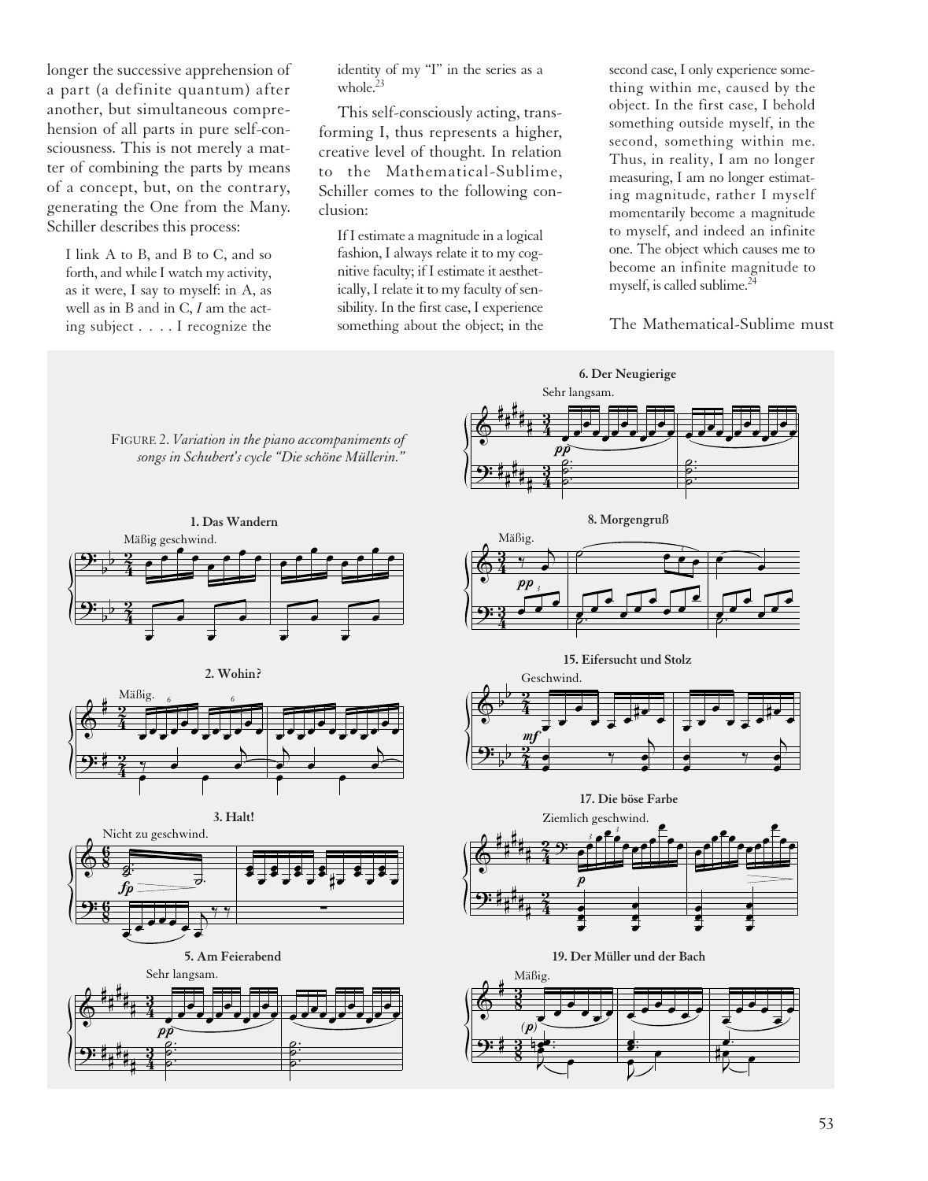longer the successive apprehension of a part (a definite quantum) after another, but simultaneous comprehension of all parts in pure self-consciousness. This is not merely a matter of combining the parts by means of a concept, but, on the contrary, generating the One from the Many. Schiller describes this process:

> I link A to B, and B to C, and so forth, and while I watch my activity, as it were, I say to myself: in A, as well as in B and in C, *I* am the acting subject . . . . I recognize the identity of my "I" in the series as a whole.[23]

This self-consciously acting, transforming I, thus represents a higher, creative level of thought. In relation to the Mathematical-Sublime, Schiller comes to the following conclusion:

> If I estimate a magnitude in a logical fashion, I always relate it to my cognitive faculty; if I estimate it aesthetically, I relate it to my faculty of sensibility. In the first case, I experience something about the object; in the second case, I only experience something within me, caused by the object. In the first case, I behold something outside myself, in the second, something within me. Thus, in reality, I am no longer measuring, I am no longer estimating magnitude, rather I myself momentarily become a magnitude to myself, and indeed an infinite one. The object which causes me to become an infinite magnitude to myself, is called sublime.[24]

The Mathematical-Sublime must

FIGURE 2. *Variation in the piano accompaniments of songs in Schubert's cycle "Die schöne Müllerin."*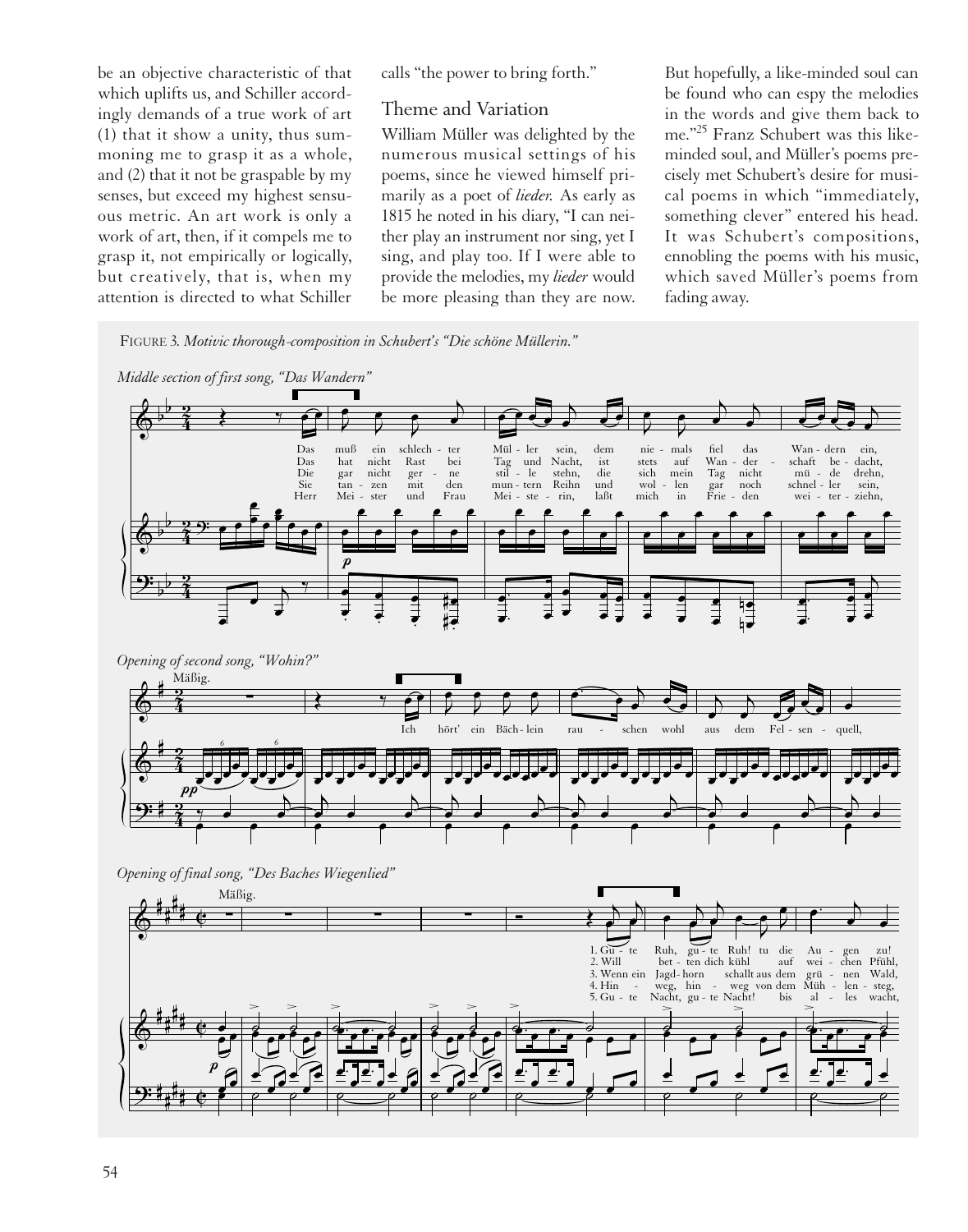be an objective characteristic of that which uplifts us, and Schiller accordingly demands of a true work of art (1) that it show a unity, thus summoning me to grasp it as a whole, and (2) that it not be graspable by my senses, but exceed my highest sensuous metric. An art work is only a work of art, then, if it compels me to grasp it, not empirically or logically, but creatively, that is, when my attention is directed to what Schiller calls "the power to bring forth."

## Theme and Variation

William Müller was delighted by the numerous musical settings of his poems, since he viewed himself primarily as a poet of *lieder.* As early as 1815 he noted in his diary, "I can neither play an instrument nor sing, yet I sing, and play too. If I were able to provide the melodies, my *lieder* would be more pleasing than they are now. But hopefully, a like-minded soul can be found who can espy the melodies in the words and give them back to me."[25] Franz Schubert was this like-minded soul, and Müller's poems precisely met Schubert's desire for musical poems in which "immediately, something clever" entered his head. It was Schubert's compositions, ennobling the poems with his music, which saved Müller's poems from fading away.

FIGURE 3. *Motivic thorough-composition in Schubert's "Die schöne Müllerin."*

*Middle section of first song, "Das Wandern"*

*Opening of second song, "Wohin?"*

*Opening of final song, "Des Baches Wiegenlied"*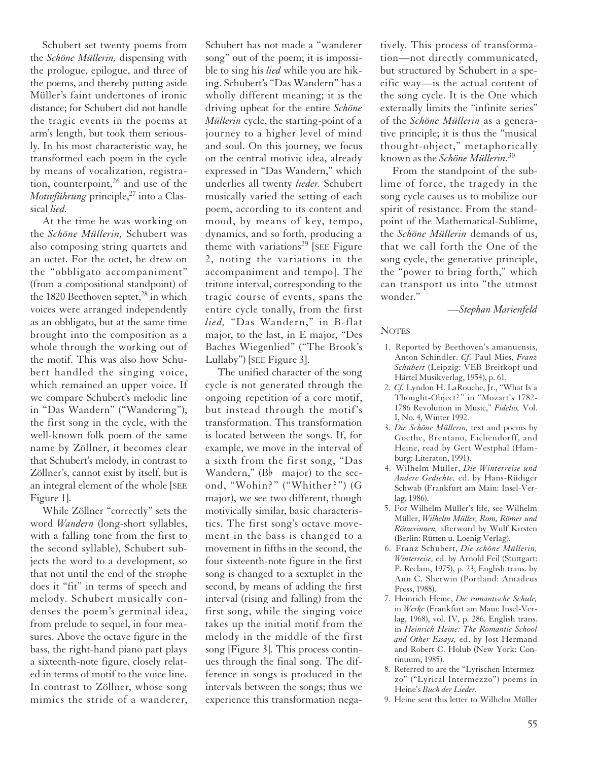Schubert set twenty poems from the *Schöne Müllerin,* dispensing with the prologue, epilogue, and three of the poems, and thereby putting aside Müller's faint undertones of ironic distance; for Schubert did not handle the tragic events in the poems at arm's length, but took them seriously. In his most characteristic way, he transformed each poem in the cycle by means of vocalization, registration, counterpoint,[26] and use of the *Motivführung* principle,[27] into a Classical *lied.*

At the time he was working on the *Schöne Müllerin,* Schubert was also composing string quartets and an octet. For the octet, he drew on the "obbligato accompaniment" (from a compositional standpoint) of the 1820 Beethoven septet,[28] in which voices were arranged independently as an obbligato, but at the same time brought into the composition as a whole through the working out of the motif. This was also how Schubert handled the singing voice, which remained an upper voice. If we compare Schubert's melodic line in "Das Wandern" ("Wandering"), the first song in the cycle, with the well-known folk poem of the same name by Zöllner, it becomes clear that Schubert's melody, in contrast to Zöllner's, cannot exist by itself, but is an integral element of the whole [SEE Figure 1].

While Zöllner "correctly" sets the word *Wandern* (long-short syllables, with a falling tone from the first to the second syllable), Schubert subjects the word to a development, so that not until the end of the strophe does it "fit" in terms of speech and melody. Schubert musically condenses the poem's germinal idea, from prelude to sequel, in four measures. Above the octave figure in the bass, the right-hand piano part plays a sixteenth-note figure, closely related in terms of motif to the voice line. In contrast to Zöllner, whose song mimics the stride of a wanderer, Schubert has not made a "wanderer song" out of the poem; it is impossible to sing his *lied* while you are hiking. Schubert's "Das Wandern" has a wholly different meaning; it is the driving upbeat for the entire *Schöne Müllerin* cycle, the starting-point of a journey to a higher level of mind and soul. On this journey, we focus on the central motivic idea, already expressed in "Das Wandern," which underlies all twenty *lieder.* Schubert musically varied the setting of each poem, according to its content and mood, by means of key, tempo, dynamics, and so forth, producing a theme with variations[29] [SEE Figure 2, noting the variations in the accompaniment and tempo]. The tritone interval, corresponding to the tragic course of events, spans the entire cycle tonally, from the first *lied,* "Das Wandern," in B-flat major, to the last, in E major, "Des Baches Wiegenlied" ("The Brook's Lullaby") [SEE Figure 3].

The unified character of the song cycle is not generated through the ongoing repetition of a core motif, but instead through the motif's transformation. This transformation is located between the songs. If, for example, we move in the interval of a sixth from the first song, "Das Wandern," (B♭ major) to the second, "Wohin?" ("Whither?") (G major), we see two different, though motivically similar, basic characteristics. The first song's octave movement in the bass is changed to a movement in fifths in the second, the four sixteenth-note figure in the first song is changed to a sextuplet in the second, by means of adding the first interval (rising and falling) from the first song, while the singing voice takes up the initial motif from the melody in the middle of the first song [Figure 3]. This process continues through the final song. The difference in songs is produced in the intervals between the songs; thus we experience this transformation negatively. This process of transformation—not directly communicated, but structured by Schubert in a specific way—is the actual content of the song cycle. It is the One which externally limits the "infinite series" of the *Schöne Müllerin* as a generative principle; it is thus the "musical thought-object," metaphorically known as the *Schöne Müllerin.*[30]

From the standpoint of the sublime of force, the tragedy in the song cycle causes us to mobilize our spirit of resistance. From the standpoint of the Mathematical-Sublime, the *Schöne Müllerin* demands of us, that we call forth the One of the song cycle, the generative principle, the "power to bring forth," which can transport us into "the utmost wonder."

—*Stephan Marienfeld*

## NOTES

1. Reported by Beethoven's amanuensis, Anton Schindler. *Cf.* Paul Mies, *Franz Schubert* (Leipzig: VEB Breitkopf und Härtel Musikverlag, 1954), p. 61.
2. *Cf.* Lyndon H. LaRouche, Jr., "What Is a Thought-Object?" in "Mozart's 1782-1786 Revolution in Music," *Fidelio,* Vol. I, No. 4, Winter 1992.
3. *Die Schöne Müllerin,* text and poems by Goethe, Brentano, Eichendorff, and Heine, read by Gert Westphal (Hamburg: Literaton, 1991).
4. Wilhelm Müller, *Die Winterreise und Andere Gedichte,* ed. by Hans-Rüdiger Schwab (Frankfurt am Main: Insel-Verlag, 1986).
5. For Wilhelm Müller's life, see Wilhelm Müller, *Wilhelm Müller, Rom, Römer und Römerinnen,* afterword by Wulf Kirsten (Berlin: Rütten u. Loenig Verlag).
6. Franz Schubert, *Die schöne Müllerin, Winterreise,* ed. by Arnold Feil (Stuttgart: P. Reclam, 1975), p. 23; English trans. by Ann C. Sherwin (Portland: Amadeus Press, 1988).
7. Heinrich Heine, *Die romantische Schule,* in *Werke* (Frankfurt am Main: Insel-Verlag, 1968), vol. IV, p. 286. English trans. in *Heinrich Heine: The Romantic School and Other Essays,* ed. by Jost Hermand and Robert C. Holub (New York: Continuum, 1985).
8. Referred to are the "Lyrischen Intermezzo" ("Lyrical Intermezzo") poems in Heine's *Buch der Lieder.*
9. Heine sent this letter to Wilhelm Müller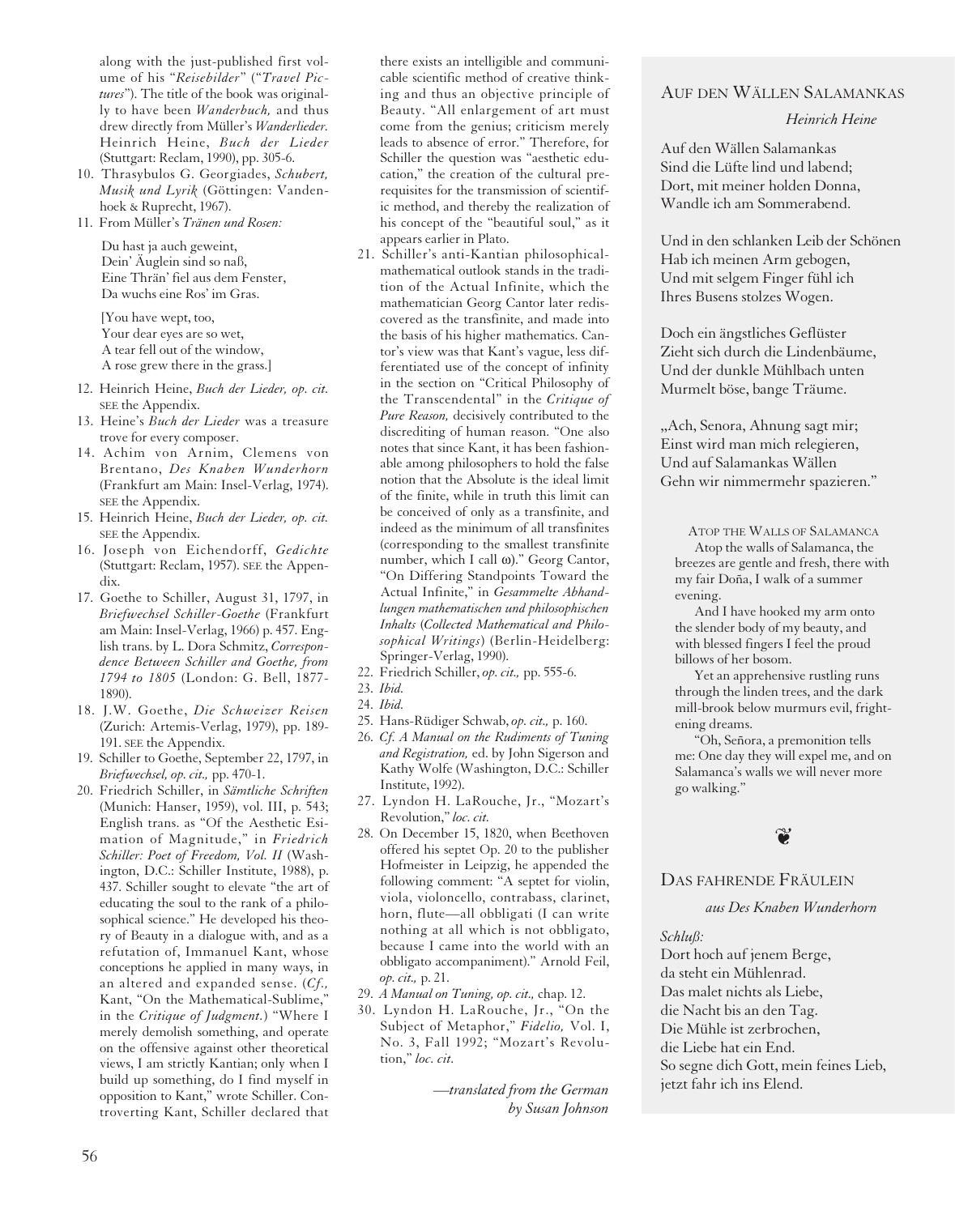along with the just-published first volume of his "*Reisebilder*" ("*Travel Pictures*"). The title of the book was originally to have been *Wanderbuch,* and thus drew directly from Müller's *Wanderlieder.* Heinrich Heine, *Buch der Lieder* (Stuttgart: Reclam, 1990), pp. 305-6.

10. Thrasybulos G. Georgiades, *Schubert, Musik und Lyrik* (Göttingen: Vandenhoek & Ruprecht, 1967).
11. From Müller's *Tränen und Rosen:*

    Du hast ja auch geweint,
    Dein' Äuglein sind so naß,
    Eine Thrän' fiel aus dem Fenster,
    Da wuchs eine Ros' im Gras.

    [You have wept, too,
    Your dear eyes are so wet,
    A tear fell out of the window,
    A rose grew there in the grass.]

12. Heinrich Heine, *Buch der Lieder, op. cit.* SEE the Appendix.
13. Heine's *Buch der Lieder* was a treasure trove for every composer.
14. Achim von Arnim, Clemens von Brentano, *Des Knaben Wunderhorn* (Frankfurt am Main: Insel-Verlag, 1974). SEE the Appendix.
15. Heinrich Heine, *Buch der Lieder, op. cit.* SEE the Appendix.
16. Joseph von Eichendorff, *Gedichte* (Stuttgart: Reclam, 1957). SEE the Appendix.
17. Goethe to Schiller, August 31, 1797, in *Briefwechsel Schiller-Goethe* (Frankfurt am Main: Insel-Verlag, 1966) p. 457. English trans. by L. Dora Schmitz, *Correspondence Between Schiller and Goethe, from 1794 to 1805* (London: G. Bell, 1877-1890).
18. J.W. Goethe, *Die Schweizer Reisen* (Zurich: Artemis-Verlag, 1979), pp. 189-191. SEE the Appendix.
19. Schiller to Goethe, September 22, 1797, in *Briefwechsel, op. cit.,* pp. 470-1.
20. Friedrich Schiller, in *Sämtliche Schriften* (Munich: Hanser, 1959), vol. III, p. 543; English trans. as "Of the Aesthetic Esimation of Magnitude," in *Friedrich Schiller: Poet of Freedom, Vol. II* (Washington, D.C.: Schiller Institute, 1988), p. 437. Schiller sought to elevate "the art of educating the soul to the rank of a philosophical science." He developed his theory of Beauty in a dialogue with, and as a refutation of, Immanuel Kant, whose conceptions he applied in many ways, in an altered and expanded sense. (*Cf.,* Kant, "On the Mathematical-Sublime," in the *Critique of Judgment.*) "Where I merely demolish something, and operate on the offensive against other theoretical views, I am strictly Kantian; only when I build up something, do I find myself in opposition to Kant," wrote Schiller. Controverting Kant, Schiller declared that there exists an intelligible and communicable scientific method of creative thinking and thus an objective principle of Beauty. "All enlargement of art must come from the genius; criticism merely leads to absence of error." Therefore, for Schiller the question was "aesthetic education," the creation of the cultural prerequisites for the transmission of scientific method, and thereby the realization of his concept of the "beautiful soul," as it appears earlier in Plato.
21. Schiller's anti-Kantian philosophical-mathematical outlook stands in the tradition of the Actual Infinite, which the mathematician Georg Cantor later rediscovered as the transfinite, and made into the basis of his higher mathematics. Cantor's view was that Kant's vague, less differentiated use of the concept of infinity in the section on "Critical Philosophy of the Transcendental" in the *Critique of Pure Reason,* decisively contributed to the discrediting of human reason. "One also notes that since Kant, it has been fashionable among philosophers to hold the false notion that the Absolute is the ideal limit of the finite, while in truth this limit can be conceived of only as a transfinite, and indeed as the minimum of all transfinites (corresponding to the smallest transfinite number, which I call $\omega$)." Georg Cantor, "On Differing Standpoints Toward the Actual Infinite," in *Gesammelte Abhandlungen mathematischen und philosophischen Inhalts* (*Collected Mathematical and Philosophical Writings*) (Berlin-Heidelberg: Springer-Verlag, 1990).
22. Friedrich Schiller, *op. cit.,* pp. 555-6.
23. *Ibid.*
24. *Ibid.*
25. Hans-Rüdiger Schwab, *op. cit.,* p. 160.
26. *Cf. A Manual on the Rudiments of Tuning and Registration,* ed. by John Sigerson and Kathy Wolfe (Washington, D.C.: Schiller Institute, 1992).
27. Lyndon H. LaRouche, Jr., "Mozart's Revolution," *loc. cit.*
28. On December 15, 1820, when Beethoven offered his septet Op. 20 to the publisher Hofmeister in Leipzig, he appended the following comment: "A septet for violin, viola, violoncello, contrabass, clarinet, horn, flute—all obbligati (I can write nothing at all which is not obbligato, because I came into the world with an obbligato accompaniment)." Arnold Feil, *op. cit.,* p. 21.
29. *A Manual on Tuning, op. cit.,* chap. 12.
30. Lyndon H. LaRouche, Jr., "On the Subject of Metaphor," *Fidelio,* Vol. I, No. 3, Fall 1992; "Mozart's Revolution," *loc. cit.*

*—translated from the German by Susan Johnson*

## Auf den Wällen Salamankas

*Heinrich Heine*

Auf den Wällen Salamankas
Sind die Lüfte lind und labend;
Dort, mit meiner holden Donna,
Wandle ich am Sommerabend.

Und in den schlanken Leib der Schönen
Hab ich meinen Arm gebogen,
Und mit selgem Finger fühl ich
Ihres Busens stolzes Wogen.

Doch ein ängstliches Geflüster
Zieht sich durch die Lindenbäume,
Und der dunkle Mühlbach unten
Murmelt böse, bange Träume.

„Ach, Senora, Ahnung sagt mir;
Einst wird man mich relegieren,
Und auf Salamankas Wällen
Gehn wir nimmermehr spazieren."

ATOP THE WALLS OF SALAMANCA

Atop the walls of Salamanca, the breezes are gentle and fresh, there with my fair Doña, I walk of a summer evening.

And I have hooked my arm onto the slender body of my beauty, and with blessed fingers I feel the proud billows of her bosom.

Yet an apprehensive rustling runs through the linden trees, and the dark mill-brook below murmurs evil, frightening dreams.

"Oh, Señora, a premonition tells me: One day they will expel me, and on Salamanca's walls we will never more go walking."

❦

## Das fahrende Fräulein

*aus Des Knaben Wunderhorn*

*Schluß:*

Dort hoch auf jenem Berge,
da steht ein Mühlenrad.
Das malet nichts als Liebe,
die Nacht bis an den Tag.
Die Mühle ist zerbrochen,
die Liebe hat ein End.
So segne dich Gott, mein feines Lieb,
jetzt fahr ich ins Elend.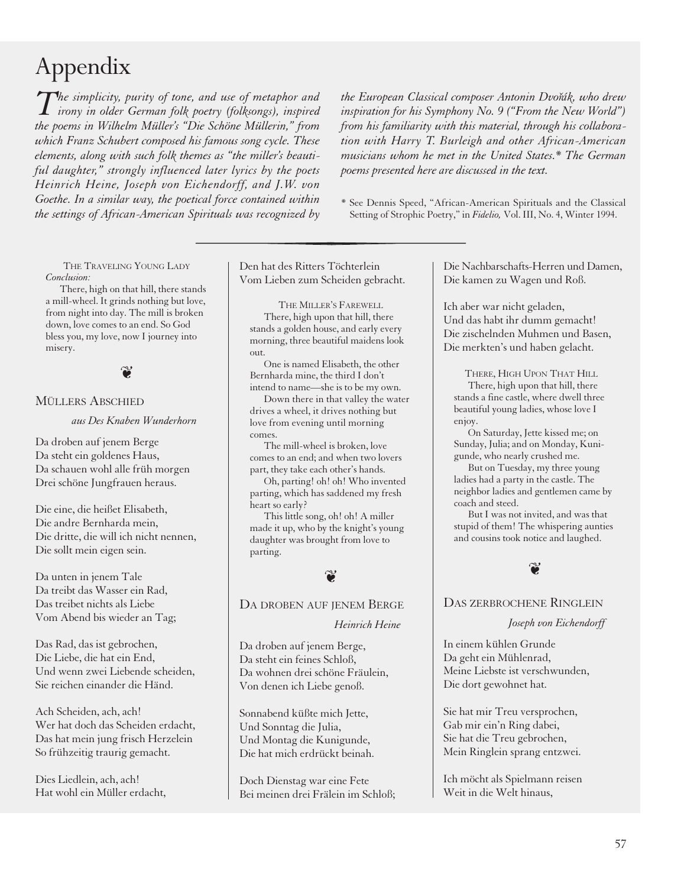# Appendix

*The simplicity, purity of tone, and use of metaphor and irony in older German folk poetry (folksongs), inspired the poems in Wilhelm Müller's "Die Schöne Müllerin," from which Franz Schubert composed his famous song cycle. These elements, along with such folk themes as "the miller's beautiful daughter," strongly influenced later lyrics by the poets Heinrich Heine, Joseph von Eichendorff, and J.W. von Goethe. In a similar way, the poetical force contained within the settings of African-American Spirituals was recognized by the European Classical composer Antonin Dvořák, who drew inspiration for his Symphony No. 9 ("From the New World") from his familiarity with this material, through his collaboration with Harry T. Burleigh and other African-American musicians whom he met in the United States.\* The German poems presented here are discussed in the text.*

\* See Dennis Speed, "African-American Spirituals and the Classical Setting of Strophic Poetry," in *Fidelio,* Vol. III, No. 4, Winter 1994.

---

THE TRAVELING YOUNG LADY
*Conclusion:*

There, high on that hill, there stands a mill-wheel. It grinds nothing but love, from night into day. The mill is broken down, love comes to an end. So God bless you, my love, now I journey into misery.

❦

## MÜLLERS ABSCHIED

*aus Des Knaben Wunderhorn*

Da droben auf jenem Berge
Da steht ein goldenes Haus,
Da schauen wohl alle früh morgen
Drei schöne Jungfrauen heraus.

Die eine, die heißet Elisabeth,
Die andre Bernharda mein,
Die dritte, die will ich nicht nennen,
Die sollt mein eigen sein.

Da unten in jenem Tale
Da treibt das Wasser ein Rad,
Das treibet nichts als Liebe
Vom Abend bis wieder an Tag;

Das Rad, das ist gebrochen,
Die Liebe, die hat ein End,
Und wenn zwei Liebende scheiden,
Sie reichen einander die Händ.

Ach Scheiden, ach, ach!
Wer hat doch das Scheiden erdacht,
Das hat mein jung frisch Herzelein
So frühzeitig traurig gemacht.

Dies Liedlein, ach, ach!
Hat wohl ein Müller erdacht,
Den hat des Ritters Töchterlein
Vom Lieben zum Scheiden gebracht.

THE MILLER'S FAREWELL

There, high upon that hill, there stands a golden house, and early every morning, three beautiful maidens look out.

One is named Elisabeth, the other Bernharda mine, the third I don't intend to name—she is to be my own.

Down there in that valley the water drives a wheel, it drives nothing but love from evening until morning comes.

The mill-wheel is broken, love comes to an end; and when two lovers part, they take each other's hands.

Oh, parting! oh! oh! Who invented parting, which has saddened my fresh heart so early?

This little song, oh! oh! A miller made it up, who by the knight's young daughter was brought from love to parting.

❦

## DA DROBEN AUF JENEM BERGE

*Heinrich Heine*

Da droben auf jenem Berge,
Da steht ein feines Schloß,
Da wohnen drei schöne Fräulein,
Von denen ich Liebe genoß.

Sonnabend küßte mich Jette,
Und Sonntag die Julia,
Und Montag die Kunigunde,
Die hat mich erdrückt beinah.

Doch Dienstag war eine Fete
Bei meinen drei Frälein im Schloß;
Die Nachbarschafts-Herren und Damen,
Die kamen zu Wagen und Roß.

Ich aber war nicht geladen,
Und das habt ihr dumm gemacht!
Die zischelnden Muhmen und Basen,
Die merkten's und haben gelacht.

THERE, HIGH UPON THAT HILL

There, high upon that hill, there stands a fine castle, where dwell three beautiful young ladies, whose love I enjoy.

On Saturday, Jette kissed me; on Sunday, Julia; and on Monday, Kunigunde, who nearly crushed me.

But on Tuesday, my three young ladies had a party in the castle. The neighbor ladies and gentlemen came by coach and steed.

But I was not invited, and was that stupid of them! The whispering aunties and cousins took notice and laughed.

❦

## DAS ZERBROCHENE RINGLEIN

*Joseph von Eichendorff*

In einem kühlen Grunde
Da geht ein Mühlenrad,
Meine Liebste ist verschwunden,
Die dort gewohnet hat.

Sie hat mir Treu versprochen,
Gab mir ein'n Ring dabei,
Sie hat die Treu gebrochen,
Mein Ringlein sprang entzwei.

Ich möcht als Spielmann reisen
Weit in die Welt hinaus,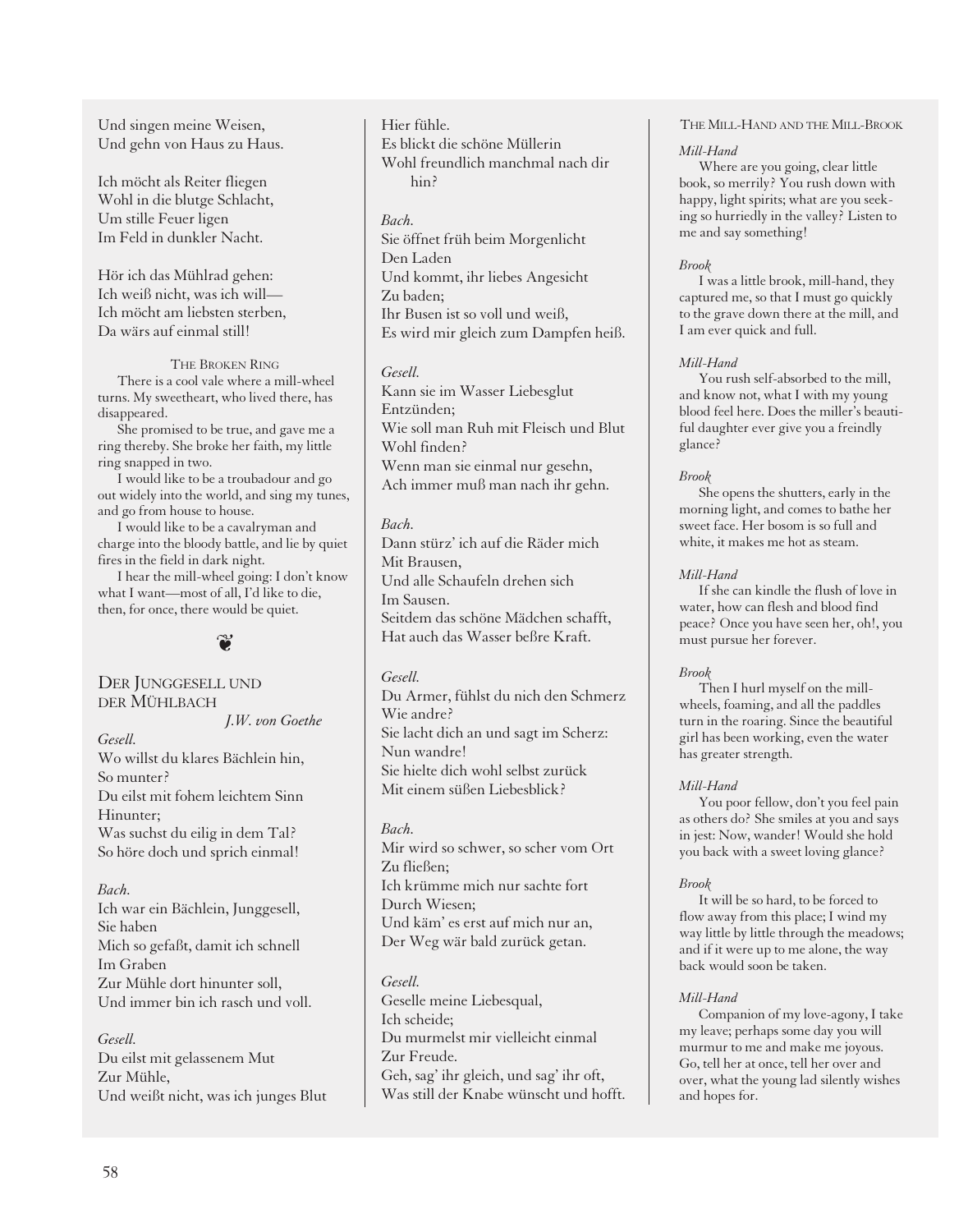Und singen meine Weisen,
Und gehn von Haus zu Haus.

Ich möcht als Reiter fliegen
Wohl in die blutge Schlacht,
Um stille Feuer ligen
Im Feld in dunkler Nacht.

Hör ich das Mühlrad gehen:
Ich weiß nicht, was ich will—
Ich möcht am liebsten sterben,
Da wärs auf einmal still!

### The Broken Ring

There is a cool vale where a mill-wheel turns. My sweetheart, who lived there, has disappeared.

She promised to be true, and gave me a ring thereby. She broke her faith, my little ring snapped in two.

I would like to be a troubadour and go out widely into the world, and sing my tunes, and go from house to house.

I would like to be a cavalryman and charge into the bloody battle, and lie by quiet fires in the field in dark night.

I hear the mill-wheel going: I don't know what I want—most of all, I'd like to die, then, for once, there would be quiet.

❦

## Der Junggesell und der Mühlbach

*J.W. von Goethe*

*Gesell.*
Wo willst du klares Bächlein hin,
So munter?
Du eilst mit fohem leichtem Sinn
Hinunter;
Was suchst du eilig in dem Tal?
So höre doch und sprich einmal!

*Bach.*
Ich war ein Bächlein, Junggesell,
Sie haben
Mich so gefaßt, damit ich schnell
Im Graben
Zur Mühle dort hinunter soll,
Und immer bin ich rasch und voll.

*Gesell.*
Du eilst mit gelassenem Mut
Zur Mühle,
Und weißt nicht, was ich junges Blut
Hier fühle.
Es blickt die schöne Müllerin
Wohl freundlich manchmal nach dir hin?

*Bach.*
Sie öffnet früh beim Morgenlicht
Den Laden
Und kommt, ihr liebes Angesicht
Zu baden;
Ihr Busen ist so voll und weiß,
Es wird mir gleich zum Dampfen heiß.

*Gesell.*
Kann sie im Wasser Liebesglut
Entzünden;
Wie soll man Ruh mit Fleisch und Blut
Wohl finden?
Wenn man sie einmal nur gesehn,
Ach immer muß man nach ihr gehn.

*Bach.*
Dann stürz' ich auf die Räder mich
Mit Brausen,
Und alle Schaufeln drehen sich
Im Sausen.
Seitdem das schöne Mädchen schafft,
Hat auch das Wasser beßre Kraft.

*Gesell.*
Du Armer, fühlst du nich den Schmerz
Wie andre?
Sie lacht dich an und sagt im Scherz:
Nun wandre!
Sie hielte dich wohl selbst zurück
Mit einem süßen Liebesblick?

*Bach.*
Mir wird so schwer, so scher vom Ort
Zu fließen;
Ich krümme mich nur sachte fort
Durch Wiesen;
Und käm' es erst auf mich nur an,
Der Weg wär bald zurück getan.

*Gesell.*
Geselle meine Liebesqual,
Ich scheide;
Du murmelst mir vielleicht einmal
Zur Freude.
Geh, sag' ihr gleich, und sag' ihr oft,
Was still der Knabe wünscht und hofft.

### The Mill-Hand and the Mill-Brook

*Mill-Hand*
Where are you going, clear little book, so merrily? You rush down with happy, light spirits; what are you seeking so hurriedly in the valley? Listen to me and say something!

*Brook*
I was a little brook, mill-hand, they captured me, so that I must go quickly to the grave down there at the mill, and I am ever quick and full.

*Mill-Hand*
You rush self-absorbed to the mill, and know not, what I with my young blood feel here. Does the miller's beautiful daughter ever give you a freindly glance?

*Brook*
She opens the shutters, early in the morning light, and comes to bathe her sweet face. Her bosom is so full and white, it makes me hot as steam.

*Mill-Hand*
If she can kindle the flush of love in water, how can flesh and blood find peace? Once you have seen her, oh!, you must pursue her forever.

*Brook*
Then I hurl myself on the mill-wheels, foaming, and all the paddles turn in the roaring. Since the beautiful girl has been working, even the water has greater strength.

*Mill-Hand*
You poor fellow, don't you feel pain as others do? She smiles at you and says in jest: Now, wander! Would she hold you back with a sweet loving glance?

*Brook*
It will be so hard, to be forced to flow away from this place; I wind my way little by little through the meadows; and if it were up to me alone, the way back would soon be taken.

*Mill-Hand*
Companion of my love-agony, I take my leave; perhaps some day you will murmur to me and make me joyous. Go, tell her at once, tell her over and over, what the young lad silently wishes and hopes for.